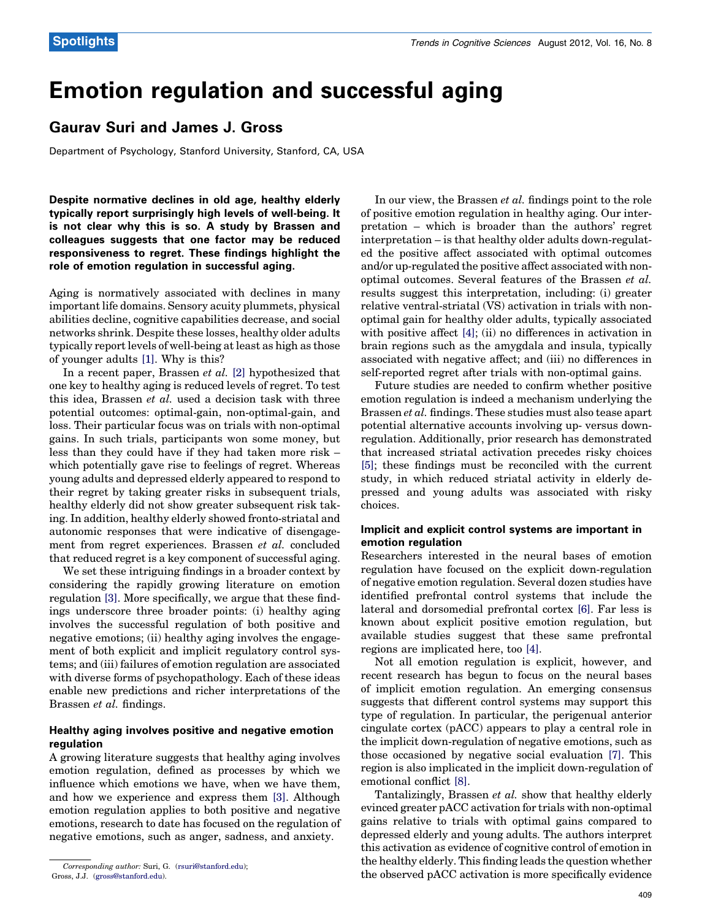Spotlights

# Emotion regulation and successful aging

**Gaurav Suri and James J. Gross**

Department of Psychology, Stanford University, Stanford, CA, USA

**Despite normative declines in old age, healthy elderly typically report surprisingly high levels of well-being. It is not clear why this is so. A study by Brassen and colleagues suggests that one factor may be reduced responsiveness to regret. These findings highlight the role of emotion regulation in successful aging.**

Aging is normatively associated with declines in many important life domains. Sensory acuity plummets, physical abilities decline, cognitive capabilities decrease, and social networks shrink. Despite these losses, healthy older adults typically report levels of well-being at least as high as those of younger adults [1]. Why is this?

In a recent paper, Brassen *et al.* [2] hypothesized that one key to healthy aging is reduced levels of regret. To test this idea, Brassen *et al.* used a decision task with three potential outcomes: optimal-gain, non-optimal-gain, and loss. Their particular focus was on trials with non-optimal gains. In such trials, participants won some money, but less than they could have if they had taken more risk – which potentially gave rise to feelings of regret. Whereas young adults and depressed elderly appeared to respond to their regret by taking greater risks in subsequent trials, healthy elderly did not show greater subsequent risk taking. In addition, healthy elderly showed fronto-striatal and autonomic responses that were indicative of disengagement from regret experiences. Brassen *et al.* concluded that reduced regret is a key component of successful aging.

We set these intriguing findings in a broader context by considering the rapidly growing literature on emotion regulation [3]. More specifically, we argue that these findings underscore three broader points: (i) healthy aging involves the successful regulation of both positive and negative emotions; (ii) healthy aging involves the engagement of both explicit and implicit regulatory control systems; and (iii) failures of emotion regulation are associated with diverse forms of psychopathology. Each of these ideas enable new predictions and richer interpretations of the Brassen *et al.* findings.

### Healthy aging involves positive and negative emotion regulation

A growing literature suggests that healthy aging involves emotion regulation, defined as processes by which we influence which emotions we have, when we have them, and how we experience and express them [3]. Although emotion regulation applies to both positive and negative emotions, research to date has focused on the regulation of negative emotions, such as anger, sadness, and anxiety.

In our view, the Brassen *et al.* findings point to the role of positive emotion regulation in healthy aging. Our interpretation – which is broader than the authors' regret interpretation – is that healthy older adults down-regulated the positive affect associated with optimal outcomes and/or up-regulated the positive affect associated with non-optimal outcomes. Several features of the Brassen *et al.* results suggest this interpretation, including: (i) greater relative ventral-striatal (VS) activation in trials with non-optimal gain for healthy older adults, typically associated with positive affect [4]; (ii) no differences in activation in brain regions such as the amygdala and insula, typically associated with negative affect; and (iii) no differences in self-reported regret after trials with non-optimal gains.

Future studies are needed to confirm whether positive emotion regulation is indeed a mechanism underlying the Brassen *et al.* findings. These studies must also tease apart potential alternative accounts involving up- versus down-regulation. Additionally, prior research has demonstrated that increased striatal activation precedes risky choices [5]; these findings must be reconciled with the current study, in which reduced striatal activity in elderly depressed and young adults was associated with risky choices.

### Implicit and explicit control systems are important in emotion regulation

Researchers interested in the neural bases of emotion regulation have focused on the explicit down-regulation of negative emotion regulation. Several dozen studies have identified prefrontal control systems that include the lateral and dorsomedial prefrontal cortex [6]. Far less is known about explicit positive emotion regulation, but available studies suggest that these same prefrontal regions are implicated here, too [4].

Not all emotion regulation is explicit, however, and recent research has begun to focus on the neural bases of implicit emotion regulation. An emerging consensus suggests that different control systems may support this type of regulation. In particular, the perigenual anterior cingulate cortex (pACC) appears to play a central role in the implicit down-regulation of negative emotions, such as those occasioned by negative social evaluation [7]. This region is also implicated in the implicit down-regulation of emotional conflict [8].

Tantalizingly, Brassen *et al.* show that healthy elderly evinced greater pACC activation for trials with non-optimal gains relative to trials with optimal gains compared to depressed elderly and young adults. The authors interpret this activation as evidence of cognitive control of emotion in the healthy elderly. This finding leads the question whether the observed pACC activation is more specifically evidence

*Corresponding author:* Suri, G. (rsuri@stanford.edu);
Gross, J.J. (gross@stanford.edu).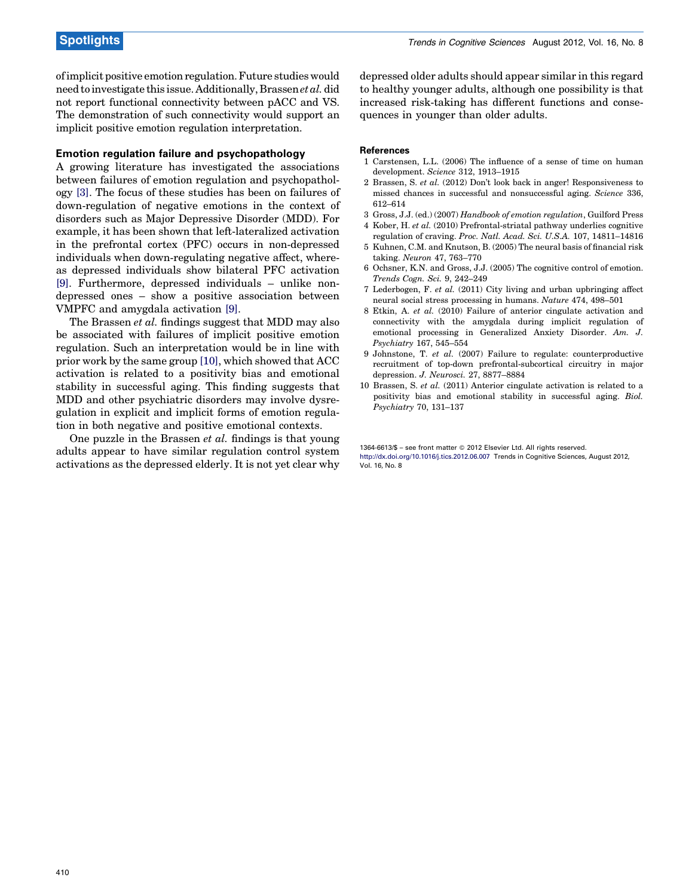of implicit positive emotion regulation. Future studies would need to investigate this issue. Additionally, Brassen *et al.* did not report functional connectivity between pACC and VS. The demonstration of such connectivity would support an implicit positive emotion regulation interpretation.

### Emotion regulation failure and psychopathology

A growing literature has investigated the associations between failures of emotion regulation and psychopathology [3]. The focus of these studies has been on failures of down-regulation of negative emotions in the context of disorders such as Major Depressive Disorder (MDD). For example, it has been shown that left-lateralized activation in the prefrontal cortex (PFC) occurs in non-depressed individuals when down-regulating negative affect, whereas depressed individuals show bilateral PFC activation [9]. Furthermore, depressed individuals – unlike non-depressed ones – show a positive association between VMPFC and amygdala activation [9].

The Brassen *et al.* findings suggest that MDD may also be associated with failures of implicit positive emotion regulation. Such an interpretation would be in line with prior work by the same group [10], which showed that ACC activation is related to a positivity bias and emotional stability in successful aging. This finding suggests that MDD and other psychiatric disorders may involve dysregulation in explicit and implicit forms of emotion regulation in both negative and positive emotional contexts.

One puzzle in the Brassen *et al.* findings is that young adults appear to have similar regulation control system activations as the depressed elderly. It is not yet clear why depressed older adults should appear similar in this regard to healthy younger adults, although one possibility is that increased risk-taking has different functions and consequences in younger than older adults.

### References

1 Carstensen, L.L. (2006) The influence of a sense of time on human development. *Science* 312, 1913–1915

2 Brassen, S. *et al.* (2012) Don't look back in anger! Responsiveness to missed chances in successful and nonsuccessful aging. *Science* 336, 612–614

3 Gross, J.J. (ed.) (2007) *Handbook of emotion regulation*, Guilford Press

4 Kober, H. *et al.* (2010) Prefrontal-striatal pathway underlies cognitive regulation of craving. *Proc. Natl. Acad. Sci. U.S.A.* 107, 14811–14816

5 Kuhnen, C.M. and Knutson, B. (2005) The neural basis of financial risk taking. *Neuron* 47, 763–770

6 Ochsner, K.N. and Gross, J.J. (2005) The cognitive control of emotion. *Trends Cogn. Sci.* 9, 242–249

7 Lederbogen, F. *et al.* (2011) City living and urban upbringing affect neural social stress processing in humans. *Nature* 474, 498–501

8 Etkin, A. *et al.* (2010) Failure of anterior cingulate activation and connectivity with the amygdala during implicit regulation of emotional processing in Generalized Anxiety Disorder. *Am. J. Psychiatry* 167, 545–554

9 Johnstone, T. *et al.* (2007) Failure to regulate: counterproductive recruitment of top-down prefrontal-subcortical circuitry in major depression. *J. Neurosci.* 27, 8877–8884

10 Brassen, S. *et al.* (2011) Anterior cingulate activation is related to a positivity bias and emotional stability in successful aging. *Biol. Psychiatry* 70, 131–137

1364-6613/$ – see front matter © 2012 Elsevier Ltd. All rights reserved.
http://dx.doi.org/10.1016/j.tics.2012.06.007 Trends in Cognitive Sciences, August 2012, Vol. 16, No. 8